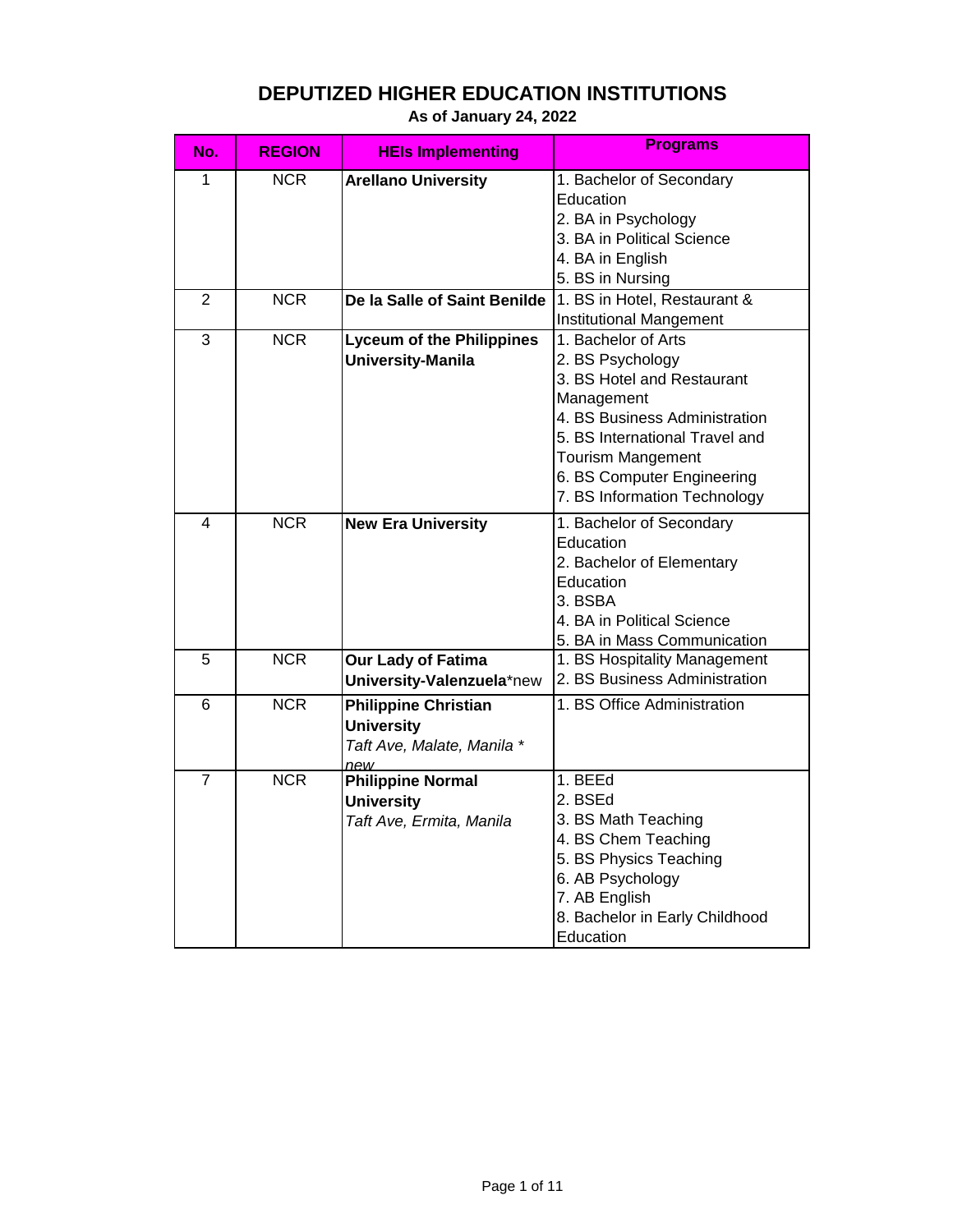# DEPUTIZED HIGHER EDUCATION INSTITUTIONS

**As of January 24, 2022**

| No. | REGION | HEIs Implementing | Programs |
|---|---|---|---|
| 1 | NCR | **Arellano University** | 1. Bachelor of Secondary Education<br>2. BA in Psychology<br>3. BA in Political Science<br>4. BA in English<br>5. BS in Nursing |
| 2 | NCR | **De la Salle of Saint Benilde** | 1. BS in Hotel, Restaurant & Institutional Mangement |
| 3 | NCR | **Lyceum of the Philippines University-Manila** | 1. Bachelor of Arts<br>2. BS Psychology<br>3. BS Hotel and Restaurant Management<br>4. BS Business Administration<br>5. BS International Travel and Tourism Mangement<br>6. BS Computer Engineering<br>7. BS Information Technology |
| 4 | NCR | **New Era University** | 1. Bachelor of Secondary Education<br>2. Bachelor of Elementary Education<br>3. BSBA<br>4. BA in Political Science<br>5. BA in Mass Communication |
| 5 | NCR | **Our Lady of Fatima University-Valenzuela***new | 1. BS Hospitality Management<br>2. BS Business Administration |
| 6 | NCR | **Philippine Christian University**<br>*Taft Ave, Malate, Manila * new* | 1. BS Office Administration |
| 7 | NCR | **Philippine Normal University**<br>*Taft Ave, Ermita, Manila* | 1. BEEd<br>2. BSEd<br>3. BS Math Teaching<br>4. BS Chem Teaching<br>5. BS Physics Teaching<br>6. AB Psychology<br>7. AB English<br>8. Bachelor in Early Childhood Education |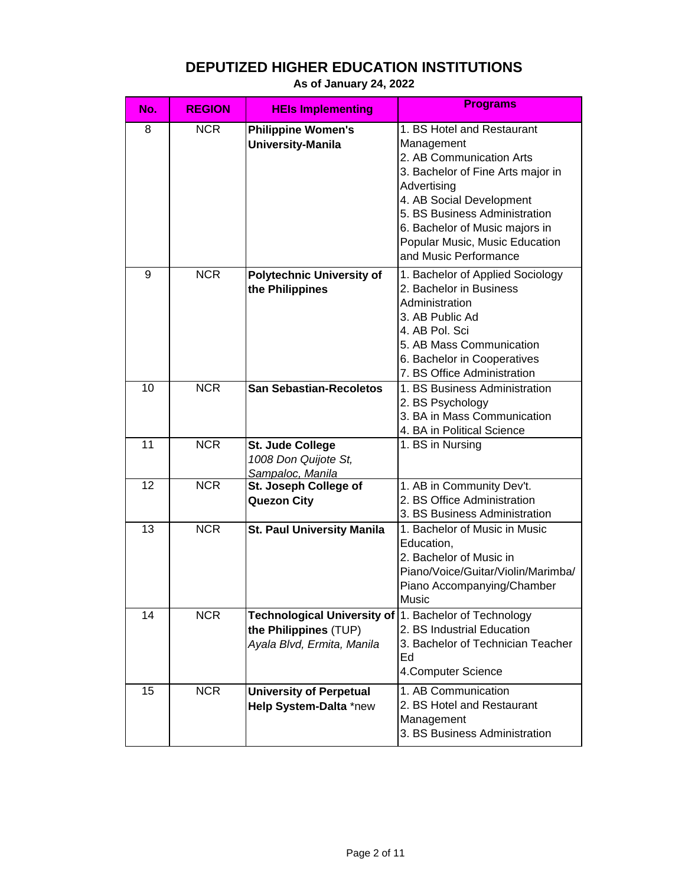# DEPUTIZED HIGHER EDUCATION INSTITUTIONS

**As of January 24, 2022**

| No. | REGION | HEIs Implementing | Programs |
|---|---|---|---|
| 8 | NCR | **Philippine Women's University-Manila** | 1. BS Hotel and Restaurant Management<br>2. AB Communication Arts<br>3. Bachelor of Fine Arts major in Advertising<br>4. AB Social Development<br>5. BS Business Administration<br>6. Bachelor of Music majors in Popular Music, Music Education and Music Performance |
| 9 | NCR | **Polytechnic University of the Philippines** | 1. Bachelor of Applied Sociology<br>2. Bachelor in Business Administration<br>3. AB Public Ad<br>4. AB Pol. Sci<br>5. AB Mass Communication<br>6. Bachelor in Cooperatives<br>7. BS Office Administration |
| 10 | NCR | **San Sebastian-Recoletos** | 1. BS Business Administration<br>2. BS Psychology<br>3. BA in Mass Communication<br>4. BA in Political Science |
| 11 | NCR | **St. Jude College**<br>*1008 Don Quijote St, Sampaloc, Manila* | 1. BS in Nursing |
| 12 | NCR | **St. Joseph College of Quezon City** | 1. AB in Community Dev't.<br>2. BS Office Administration<br>3. BS Business Administration |
| 13 | NCR | **St. Paul University Manila** | 1. Bachelor of Music in Music Education,<br>2. Bachelor of Music in Piano/Voice/Guitar/Violin/Marimba/ Piano Accompanying/Chamber Music |
| 14 | NCR | **Technological University of the Philippines** (TUP)<br>*Ayala Blvd, Ermita, Manila* | 1. Bachelor of Technology<br>2. BS Industrial Education<br>3. Bachelor of Technician Teacher Ed<br>4.Computer Science |
| 15 | NCR | **University of Perpetual Help System-Dalta** *new | 1. AB Communication<br>2. BS Hotel and Restaurant Management<br>3. BS Business Administration |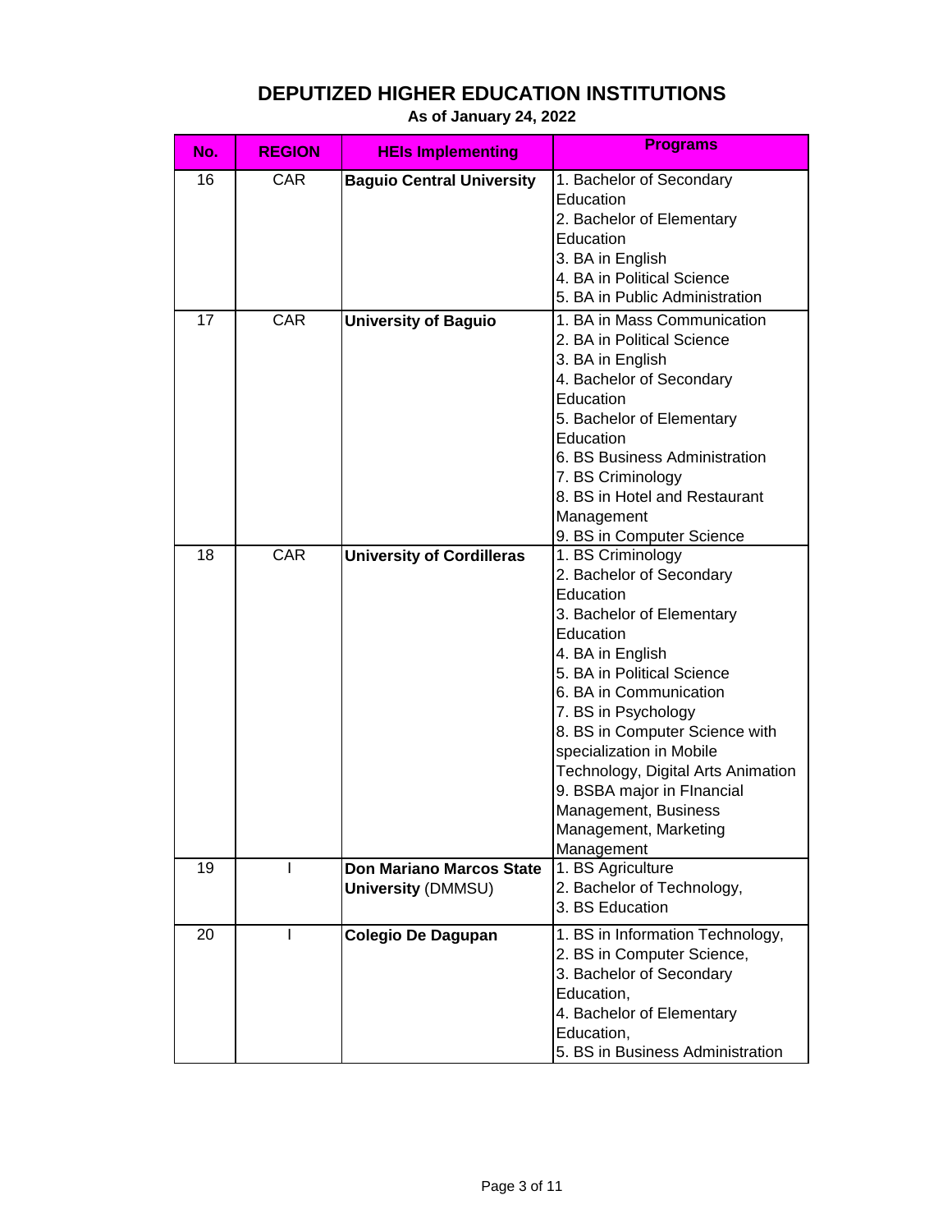# DEPUTIZED HIGHER EDUCATION INSTITUTIONS

**As of January 24, 2022**

| No. | REGION | HEIs Implementing | Programs |
|---|---|---|---|
| 16 | CAR | **Baguio Central University** | 1. Bachelor of Secondary Education<br>2. Bachelor of Elementary Education<br>3. BA in English<br>4. BA in Political Science<br>5. BA in Public Administration |
| 17 | CAR | **University of Baguio** | 1. BA in Mass Communication<br>2. BA in Political Science<br>3. BA in English<br>4. Bachelor of Secondary Education<br>5. Bachelor of Elementary Education<br>6. BS Business Administration<br>7. BS Criminology<br>8. BS in Hotel and Restaurant Management<br>9. BS in Computer Science |
| 18 | CAR | **University of Cordilleras** | 1. BS Criminology<br>2. Bachelor of Secondary Education<br>3. Bachelor of Elementary Education<br>4. BA in English<br>5. BA in Political Science<br>6. BA in Communication<br>7. BS in Psychology<br>8. BS in Computer Science with specialization in Mobile Technology, Digital Arts Animation<br>9. BSBA major in FInancial Management, Business Management, Marketing Management |
| 19 | I | **Don Mariano Marcos State University** (DMMSU) | 1. BS Agriculture<br>2. Bachelor of Technology,<br>3. BS Education |
| 20 | I | **Colegio De Dagupan** | 1. BS in Information Technology,<br>2. BS in Computer Science,<br>3. Bachelor of Secondary Education,<br>4. Bachelor of Elementary Education,<br>5. BS in Business Administration |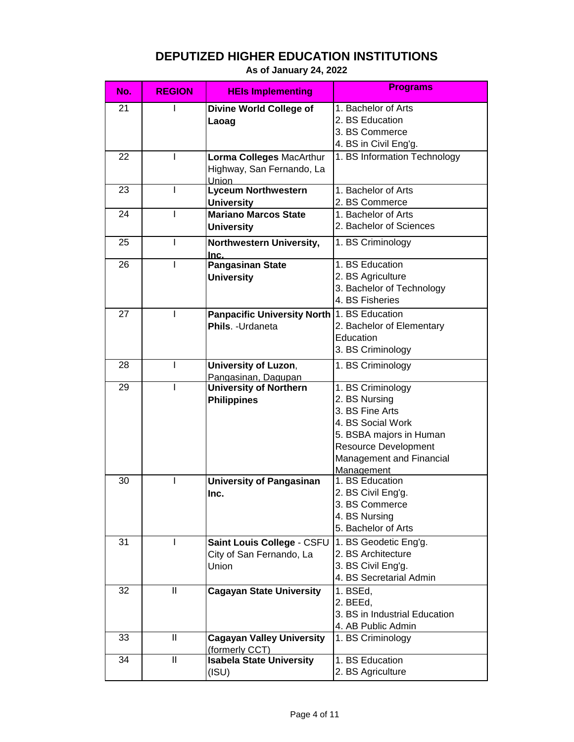# DEPUTIZED HIGHER EDUCATION INSTITUTIONS

**As of January 24, 2022**

| No. | REGION | HEIs Implementing | Programs |
|---|---|---|---|
| 21 | I | **Divine World College of Laoag** | 1. Bachelor of Arts<br>2. BS Education<br>3. BS Commerce<br>4. BS in Civil Eng'g. |
| 22 | I | **Lorma Colleges** MacArthur Highway, San Fernando, La Union | 1. BS Information Technology |
| 23 | I | **Lyceum Northwestern University** | 1. Bachelor of Arts<br>2. BS Commerce |
| 24 | I | **Mariano Marcos State University** | 1. Bachelor of Arts<br>2. Bachelor of Sciences |
| 25 | I | **Northwestern University, Inc.** | 1. BS Criminology |
| 26 | I | **Pangasinan State University** | 1. BS Education<br>2. BS Agriculture<br>3. Bachelor of Technology<br>4. BS Fisheries |
| 27 | I | **Panpacific University North Phils**. -Urdaneta | 1. BS Education<br>2. Bachelor of Elementary Education<br>3. BS Criminology |
| 28 | I | **University of Luzon**, Pangasinan, Dagupan | 1. BS Criminology |
| 29 | I | **University of Northern Philippines** | 1. BS Criminology<br>2. BS Nursing<br>3. BS Fine Arts<br>4. BS Social Work<br>5. BSBA majors in Human Resource Development Management and Financial Management |
| 30 | I | **University of Pangasinan Inc.** | 1. BS Education<br>2. BS Civil Eng'g.<br>3. BS Commerce<br>4. BS Nursing<br>5. Bachelor of Arts |
| 31 | I | **Saint Louis College** - CSFU City of San Fernando, La Union | 1. BS Geodetic Eng'g.<br>2. BS Architecture<br>3. BS Civil Eng'g.<br>4. BS Secretarial Admin |
| 32 | II | **Cagayan State University** | 1. BSEd,<br>2. BEEd,<br>3. BS in Industrial Education<br>4. AB Public Admin |
| 33 | II | **Cagayan Valley University** (formerly CCT) | 1. BS Criminology |
| 34 | II | **Isabela State University** (ISU) | 1. BS Education<br>2. BS Agriculture |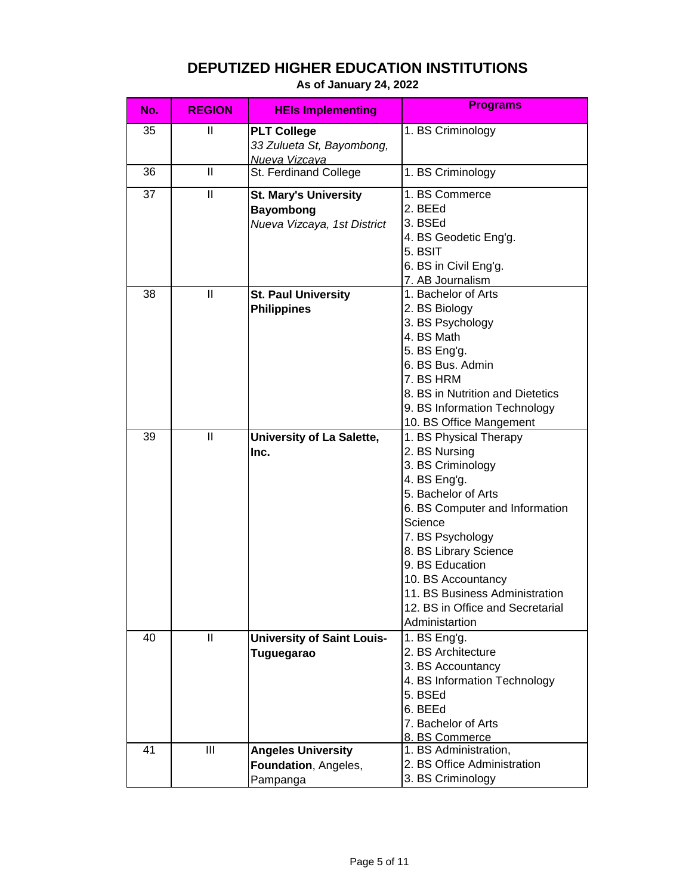# DEPUTIZED HIGHER EDUCATION INSTITUTIONS

**As of January 24, 2022**

| No. | REGION | HEIs Implementing | Programs |
|---|---|---|---|
| 35 | II | **PLT College** *33 Zulueta St, Bayombong, Nueva Vizcaya* | 1. BS Criminology |
| 36 | II | St. Ferdinand College | 1. BS Criminology |
| 37 | II | **St. Mary's University Bayombong** *Nueva Vizcaya, 1st District* | 1. BS Commerce<br>2. BEEd<br>3. BSEd<br>4. BS Geodetic Eng'g.<br>5. BSIT<br>6. BS in Civil Eng'g.<br>7. AB Journalism |
| 38 | II | **St. Paul University Philippines** | 1. Bachelor of Arts<br>2. BS Biology<br>3. BS Psychology<br>4. BS Math<br>5. BS Eng'g.<br>6. BS Bus. Admin<br>7. BS HRM<br>8. BS in Nutrition and Dietetics<br>9. BS Information Technology<br>10. BS Office Mangement |
| 39 | II | **University of La Salette, Inc.** | 1. BS Physical Therapy<br>2. BS Nursing<br>3. BS Criminology<br>4. BS Eng'g.<br>5. Bachelor of Arts<br>6. BS Computer and Information Science<br>7. BS Psychology<br>8. BS Library Science<br>9. BS Education<br>10. BS Accountancy<br>11. BS Business Administration<br>12. BS in Office and Secretarial Administartion |
| 40 | II | **University of Saint Louis-Tuguegarao** | 1. BS Eng'g.<br>2. BS Architecture<br>3. BS Accountancy<br>4. BS Information Technology<br>5. BSEd<br>6. BEEd<br>7. Bachelor of Arts<br>8. BS Commerce |
| 41 | III | **Angeles University Foundation**, Angeles, Pampanga | 1. BS Administration,<br>2. BS Office Administration<br>3. BS Criminology |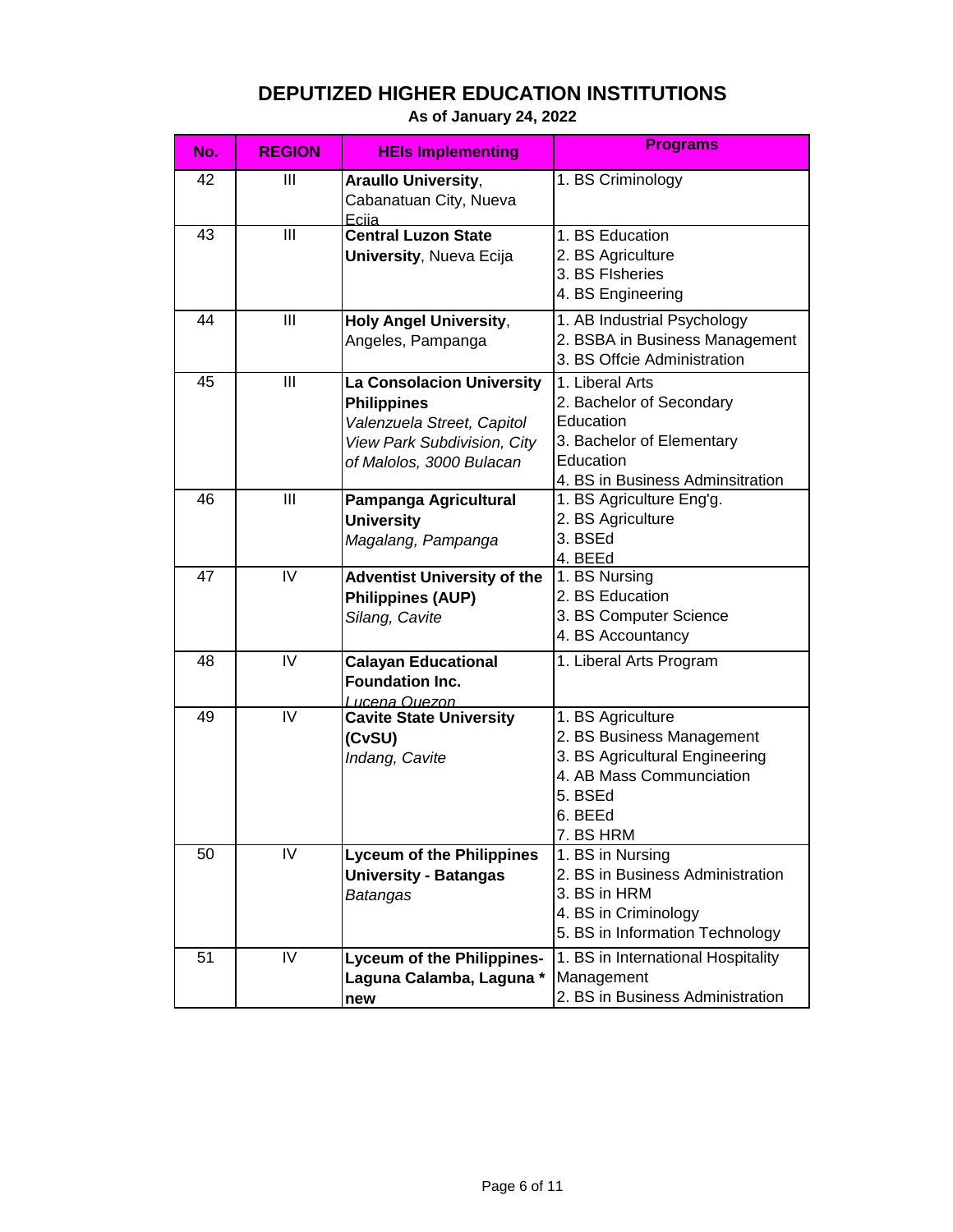# DEPUTIZED HIGHER EDUCATION INSTITUTIONS

**As of January 24, 2022**

| No. | REGION | HEIs Implementing | Programs |
|---|---|---|---|
| 42 | III | **Araullo University**, Cabanatuan City, Nueva Ecija | 1. BS Criminology |
| 43 | III | **Central Luzon State University**, Nueva Ecija | 1. BS Education<br>2. BS Agriculture<br>3. BS FIsheries<br>4. BS Engineering |
| 44 | III | **Holy Angel University**, Angeles, Pampanga | 1. AB Industrial Psychology<br>2. BSBA in Business Management<br>3. BS Offcie Administration |
| 45 | III | **La Consolacion University Philippines** *Valenzuela Street, Capitol View Park Subdivision, City of Malolos, 3000 Bulacan* | 1. Liberal Arts<br>2. Bachelor of Secondary Education<br>3. Bachelor of Elementary Education<br>4. BS in Business Adminsitration |
| 46 | III | **Pampanga Agricultural University** *Magalang, Pampanga* | 1. BS Agriculture Eng'g.<br>2. BS Agriculture<br>3. BSEd<br>4. BEEd |
| 47 | IV | **Adventist University of the Philippines (AUP)** *Silang, Cavite* | 1. BS Nursing<br>2. BS Education<br>3. BS Computer Science<br>4. BS Accountancy |
| 48 | IV | **Calayan Educational Foundation Inc.** *Lucena Quezon* | 1. Liberal Arts Program |
| 49 | IV | **Cavite State University (CvSU)** *Indang, Cavite* | 1. BS Agriculture<br>2. BS Business Management<br>3. BS Agricultural Engineering<br>4. AB Mass Communciation<br>5. BSEd<br>6. BEEd<br>7. BS HRM |
| 50 | IV | **Lyceum of the Philippines University - Batangas** *Batangas* | 1. BS in Nursing<br>2. BS in Business Administration<br>3. BS in HRM<br>4. BS in Criminology<br>5. BS in Information Technology |
| 51 | IV | **Lyceum of the Philippines-Laguna Calamba, Laguna * new** | 1. BS in International Hospitality Management<br>2. BS in Business Administration |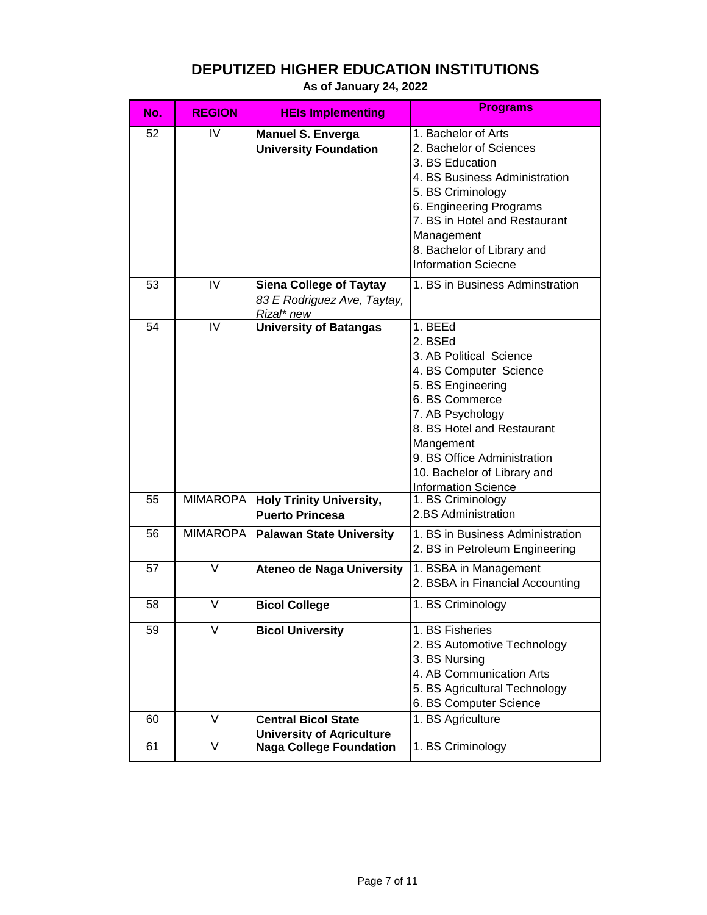# DEPUTIZED HIGHER EDUCATION INSTITUTIONS

**As of January 24, 2022**

| No. | REGION | HEIs Implementing | Programs |
|---|---|---|---|
| 52 | IV | **Manuel S. Enverga University Foundation** | 1. Bachelor of Arts<br>2. Bachelor of Sciences<br>3. BS Education<br>4. BS Business Administration<br>5. BS Criminology<br>6. Engineering Programs<br>7. BS in Hotel and Restaurant Management<br>8. Bachelor of Library and Information Sciecne |
| 53 | IV | **Siena College of Taytay**<br>*83 E Rodriguez Ave, Taytay, Rizal* new* | 1. BS in Business Adminstration |
| 54 | IV | **University of Batangas** | 1. BEEd<br>2. BSEd<br>3. AB Political Science<br>4. BS Computer Science<br>5. BS Engineering<br>6. BS Commerce<br>7. AB Psychology<br>8. BS Hotel and Restaurant Mangement<br>9. BS Office Administration<br>10. Bachelor of Library and Information Science |
| 55 | MIMAROPA | **Holy Trinity University, Puerto Princesa** | 1. BS Criminology<br>2.BS Administration |
| 56 | MIMAROPA | **Palawan State University** | 1. BS in Business Administration<br>2. BS in Petroleum Engineering |
| 57 | V | **Ateneo de Naga University** | 1. BSBA in Management<br>2. BSBA in Financial Accounting |
| 58 | V | **Bicol College** | 1. BS Criminology |
| 59 | V | **Bicol University** | 1. BS Fisheries<br>2. BS Automotive Technology<br>3. BS Nursing<br>4. AB Communication Arts<br>5. BS Agricultural Technology<br>6. BS Computer Science |
| 60 | V | **Central Bicol State University of Agriculture** | 1. BS Agriculture |
| 61 | V | **Naga College Foundation** | 1. BS Criminology |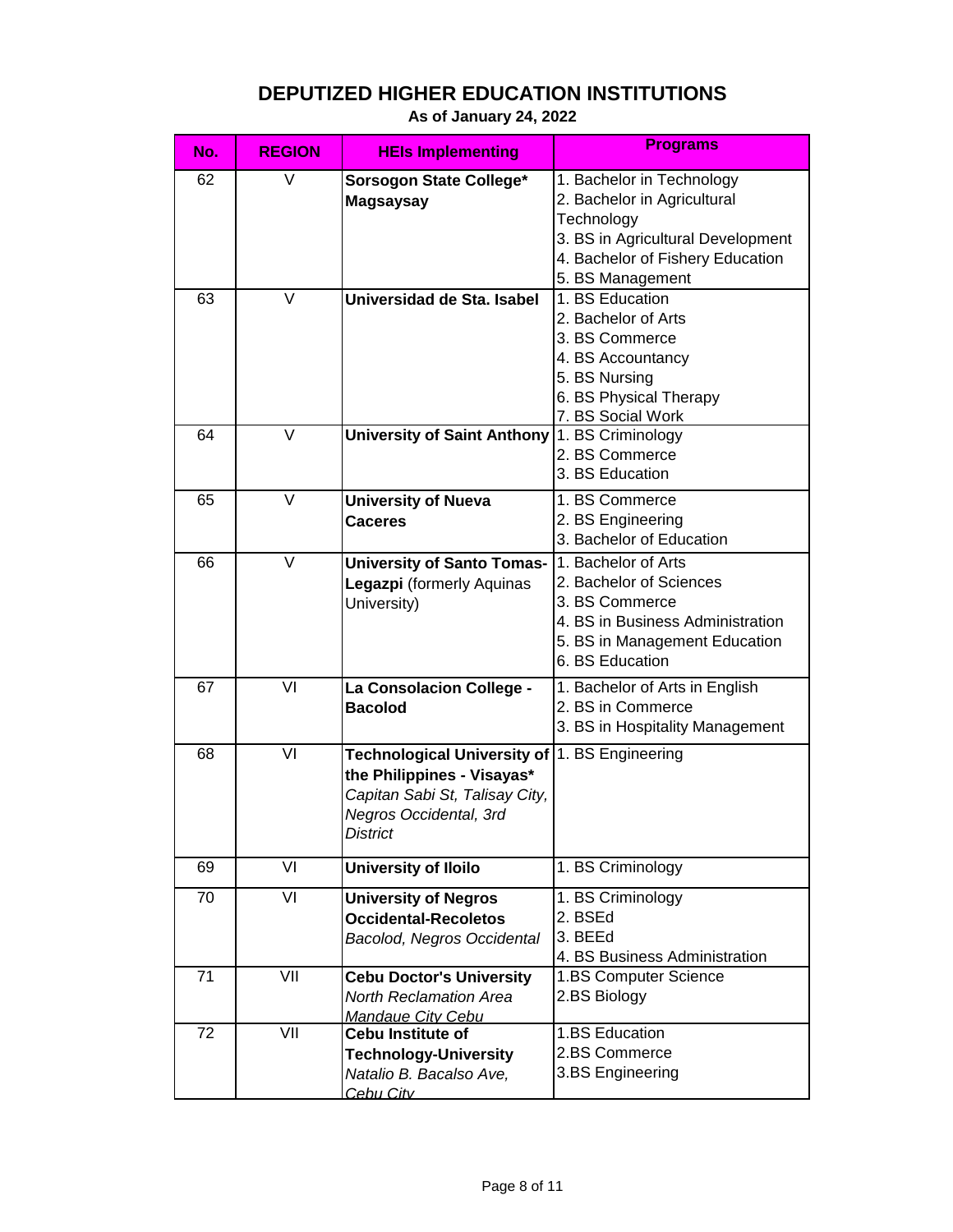# DEPUTIZED HIGHER EDUCATION INSTITUTIONS

**As of January 24, 2022**

| No. | REGION | HEIs Implementing | Programs |
|---|---|---|---|
| 62 | V | **Sorsogon State College* Magsaysay** | 1. Bachelor in Technology<br>2. Bachelor in Agricultural Technology<br>3. BS in Agricultural Development<br>4. Bachelor of Fishery Education<br>5. BS Management |
| 63 | V | **Universidad de Sta. Isabel** | 1. BS Education<br>2. Bachelor of Arts<br>3. BS Commerce<br>4. BS Accountancy<br>5. BS Nursing<br>6. BS Physical Therapy<br>7. BS Social Work |
| 64 | V | **University of Saint Anthony** | 1. BS Criminology<br>2. BS Commerce<br>3. BS Education |
| 65 | V | **University of Nueva Caceres** | 1. BS Commerce<br>2. BS Engineering<br>3. Bachelor of Education |
| 66 | V | **University of Santo Tomas-Legazpi** (formerly Aquinas University) | 1. Bachelor of Arts<br>2. Bachelor of Sciences<br>3. BS Commerce<br>4. BS in Business Administration<br>5. BS in Management Education<br>6. BS Education |
| 67 | VI | **La Consolacion College - Bacolod** | 1. Bachelor of Arts in English<br>2. BS in Commerce<br>3. BS in Hospitality Management |
| 68 | VI | **Technological University of the Philippines - Visayas***<br>*Capitan Sabi St, Talisay City, Negros Occidental, 3rd District* | 1. BS Engineering |
| 69 | VI | **University of Iloilo** | 1. BS Criminology |
| 70 | VI | **University of Negros Occidental-Recoletos**<br>*Bacolod, Negros Occidental* | 1. BS Criminology<br>2. BSEd<br>3. BEEd<br>4. BS Business Administration |
| 71 | VII | **Cebu Doctor's University**<br>*North Reclamation Area Mandaue City Cebu* | 1.BS Computer Science<br>2.BS Biology |
| 72 | VII | **Cebu Institute of Technology-University**<br>*Natalio B. Bacalso Ave, Cebu City* | 1.BS Education<br>2.BS Commerce<br>3.BS Engineering |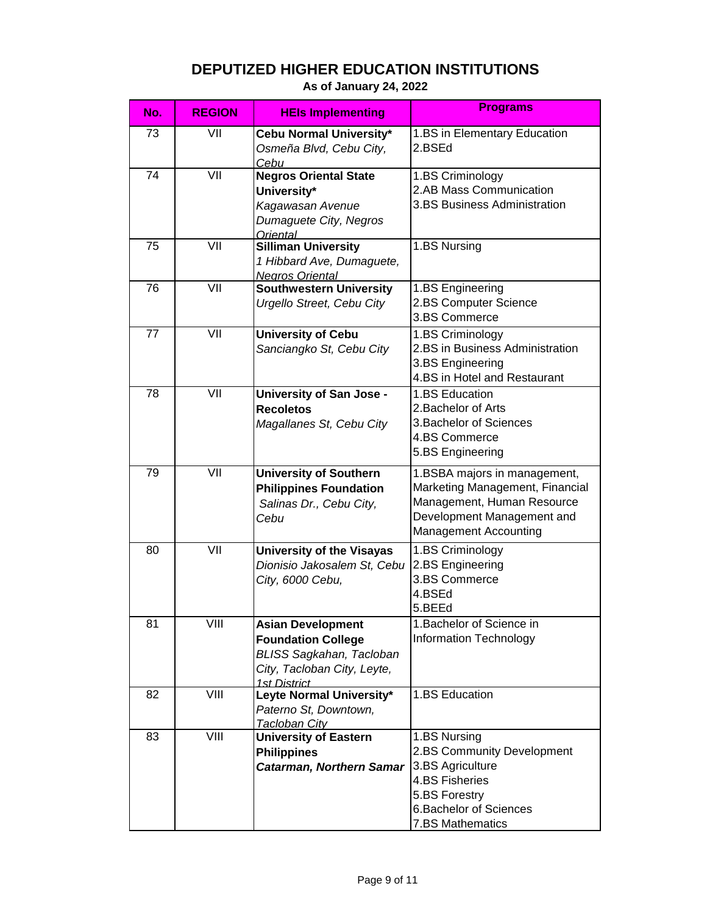# DEPUTIZED HIGHER EDUCATION INSTITUTIONS

**As of January 24, 2022**

| No. | REGION | HEIs Implementing | Programs |
|---|---|---|---|
| 73 | VII | **Cebu Normal University*** <br> *Osmeña Blvd, Cebu City, Cebu* | 1.BS in Elementary Education <br> 2.BSEd |
| 74 | VII | **Negros Oriental State University*** <br> *Kagawasan Avenue Dumaguete City, Negros Oriental* | 1.BS Criminology <br> 2.AB Mass Communication <br> 3.BS Business Administration |
| 75 | VII | **Silliman University** <br> *1 Hibbard Ave, Dumaguete, Negros Oriental* | 1.BS Nursing |
| 76 | VII | **Southwestern University** <br> *Urgello Street, Cebu City* | 1.BS Engineering <br> 2.BS Computer Science <br> 3.BS Commerce |
| 77 | VII | **University of Cebu** <br> *Sanciangko St, Cebu City* | 1.BS Criminology <br> 2.BS in Business Administration <br> 3.BS Engineering <br> 4.BS in Hotel and Restaurant |
| 78 | VII | **University of San Jose - Recoletos** <br> *Magallanes St, Cebu City* | 1.BS Education <br> 2.Bachelor of Arts <br> 3.Bachelor of Sciences <br> 4.BS Commerce <br> 5.BS Engineering |
| 79 | VII | **University of Southern Philippines Foundation** <br> *Salinas Dr., Cebu City, Cebu* | 1.BSBA majors in management, Marketing Management, Financial Management, Human Resource Development Management and Management Accounting |
| 80 | VII | **University of the Visayas** <br> *Dionisio Jakosalem St, Cebu City, 6000 Cebu,* | 1.BS Criminology <br> 2.BS Engineering <br> 3.BS Commerce <br> 4.BSEd <br> 5.BEEd |
| 81 | VIII | **Asian Development Foundation College** <br> *BLISS Sagkahan, Tacloban City, Tacloban City, Leyte, 1st District* | 1.Bachelor of Science in Information Technology |
| 82 | VIII | **Leyte Normal University*** <br> *Paterno St, Downtown, Tacloban City* | 1.BS Education |
| 83 | VIII | **University of Eastern Philippines** <br> ***Catarman, Northern Samar*** | 1.BS Nursing <br> 2.BS Community Development <br> 3.BS Agriculture <br> 4.BS Fisheries <br> 5.BS Forestry <br> 6.Bachelor of Sciences <br> 7.BS Mathematics |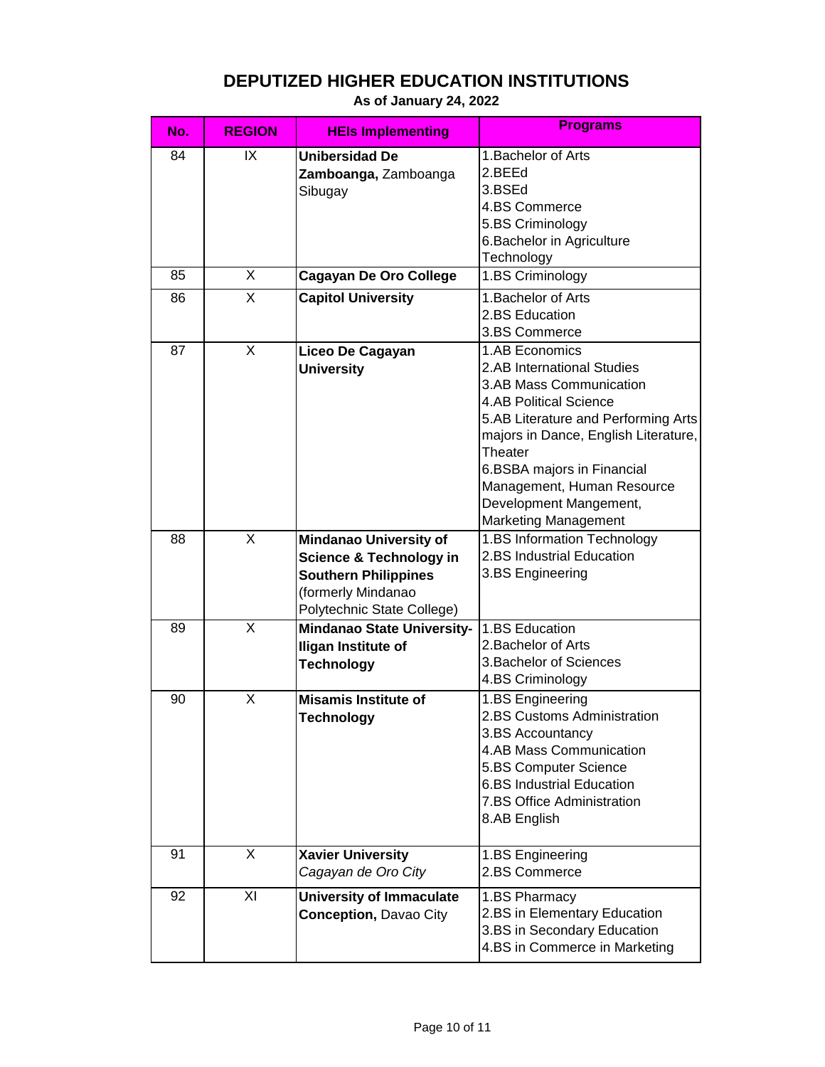# DEPUTIZED HIGHER EDUCATION INSTITUTIONS

**As of January 24, 2022**

| No. | REGION | HEIs Implementing | Programs |
|---|---|---|---|
| 84 | IX | **Unibersidad De Zamboanga,** Zamboanga Sibugay | 1.Bachelor of Arts<br>2.BEEd<br>3.BSEd<br>4.BS Commerce<br>5.BS Criminology<br>6.Bachelor in Agriculture Technology |
| 85 | X | **Cagayan De Oro College** | 1.BS Criminology |
| 86 | X | **Capitol University** | 1.Bachelor of Arts<br>2.BS Education<br>3.BS Commerce |
| 87 | X | **Liceo De Cagayan University** | 1.AB Economics<br>2.AB International Studies<br>3.AB Mass Communication<br>4.AB Political Science<br>5.AB Literature and Performing Arts majors in Dance, English Literature, Theater<br>6.BSBA majors in Financial Management, Human Resource Development Mangement, Marketing Management |
| 88 | X | **Mindanao University of Science & Technology in Southern Philippines** (formerly Mindanao Polytechnic State College) | 1.BS Information Technology<br>2.BS Industrial Education<br>3.BS Engineering |
| 89 | X | **Mindanao State University-Iligan Institute of Technology** | 1.BS Education<br>2.Bachelor of Arts<br>3.Bachelor of Sciences<br>4.BS Criminology |
| 90 | X | **Misamis Institute of Technology** | 1.BS Engineering<br>2.BS Customs Administration<br>3.BS Accountancy<br>4.AB Mass Communication<br>5.BS Computer Science<br>6.BS Industrial Education<br>7.BS Office Administration<br>8.AB English |
| 91 | X | **Xavier University** *Cagayan de Oro City* | 1.BS Engineering<br>2.BS Commerce |
| 92 | XI | **University of Immaculate Conception,** Davao City | 1.BS Pharmacy<br>2.BS in Elementary Education<br>3.BS in Secondary Education<br>4.BS in Commerce in Marketing |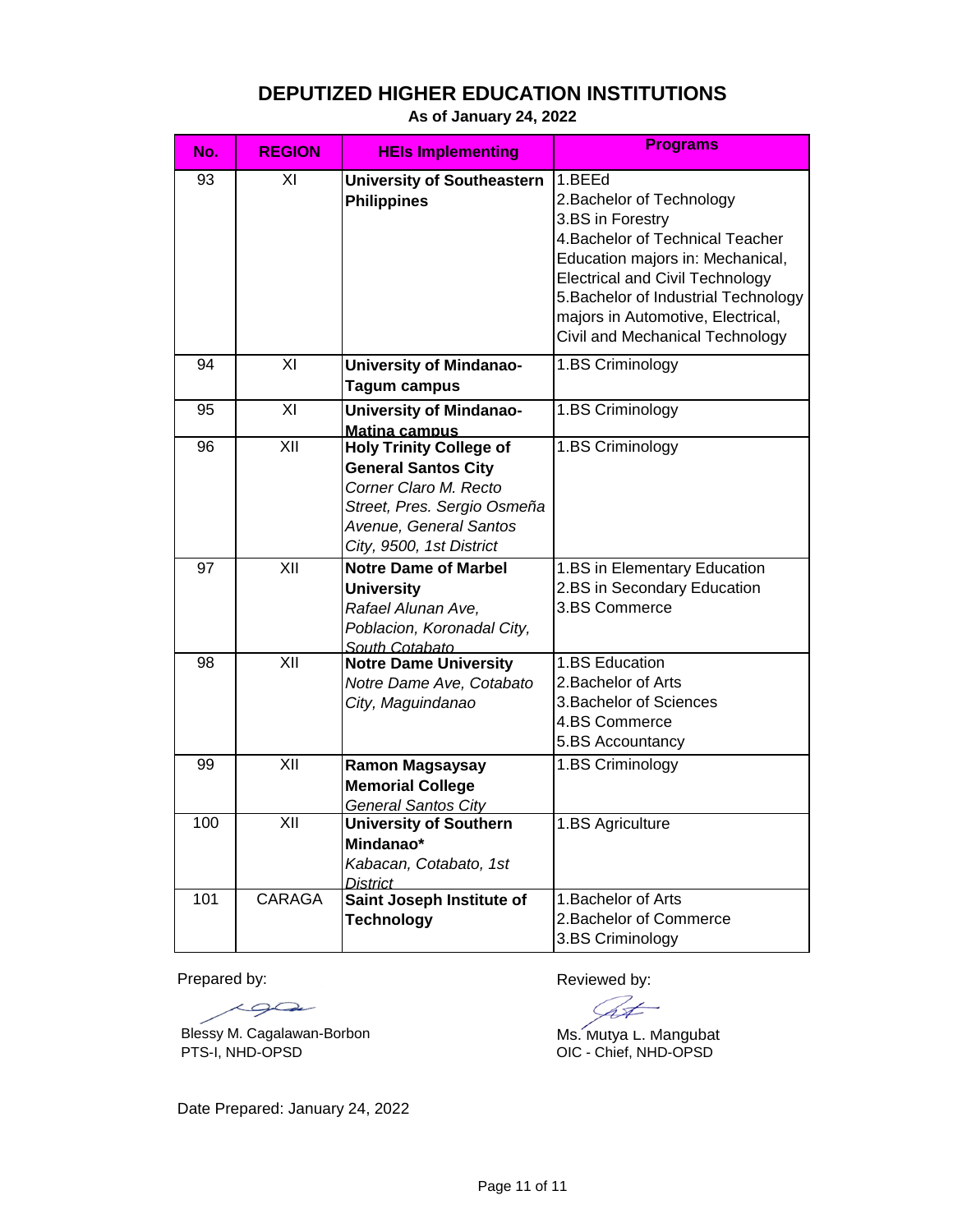# DEPUTIZED HIGHER EDUCATION INSTITUTIONS

**As of January 24, 2022**

| No. | REGION | HEIs Implementing | Programs |
|---|---|---|---|
| 93 | XI | **University of Southeastern Philippines** | 1.BEEd<br>2.Bachelor of Technology<br>3.BS in Forestry<br>4.Bachelor of Technical Teacher Education majors in: Mechanical, Electrical and Civil Technology<br>5.Bachelor of Industrial Technology majors in Automotive, Electrical, Civil and Mechanical Technology |
| 94 | XI | **University of Mindanao-Tagum campus** | 1.BS Criminology |
| 95 | XI | **University of Mindanao-Matina campus** | 1.BS Criminology |
| 96 | XII | **Holy Trinity College of General Santos City**<br>*Corner Claro M. Recto Street, Pres. Sergio Osmeña Avenue, General Santos City, 9500, 1st District* | 1.BS Criminology |
| 97 | XII | **Notre Dame of Marbel University**<br>*Rafael Alunan Ave, Poblacion, Koronadal City, South Cotabato* | 1.BS in Elementary Education<br>2.BS in Secondary Education<br>3.BS Commerce |
| 98 | XII | **Notre Dame University**<br>*Notre Dame Ave, Cotabato City, Maguindanao* | 1.BS Education<br>2.Bachelor of Arts<br>3.Bachelor of Sciences<br>4.BS Commerce<br>5.BS Accountancy |
| 99 | XII | **Ramon Magsaysay Memorial College**<br>*General Santos City* | 1.BS Criminology |
| 100 | XII | **University of Southern Mindanao***<br>*Kabacan, Cotabato, 1st District* | 1.BS Agriculture |
| 101 | CARAGA | **Saint Joseph Institute of Technology** | 1.Bachelor of Arts<br>2.Bachelor of Commerce<br>3.BS Criminology |

Prepared by:

Blessy M. Cagalawan-Borbon
PTS-I, NHD-OPSD

Reviewed by:

Ms. Mutya L. Mangubat
OIC - Chief, NHD-OPSD

Date Prepared: January 24, 2022